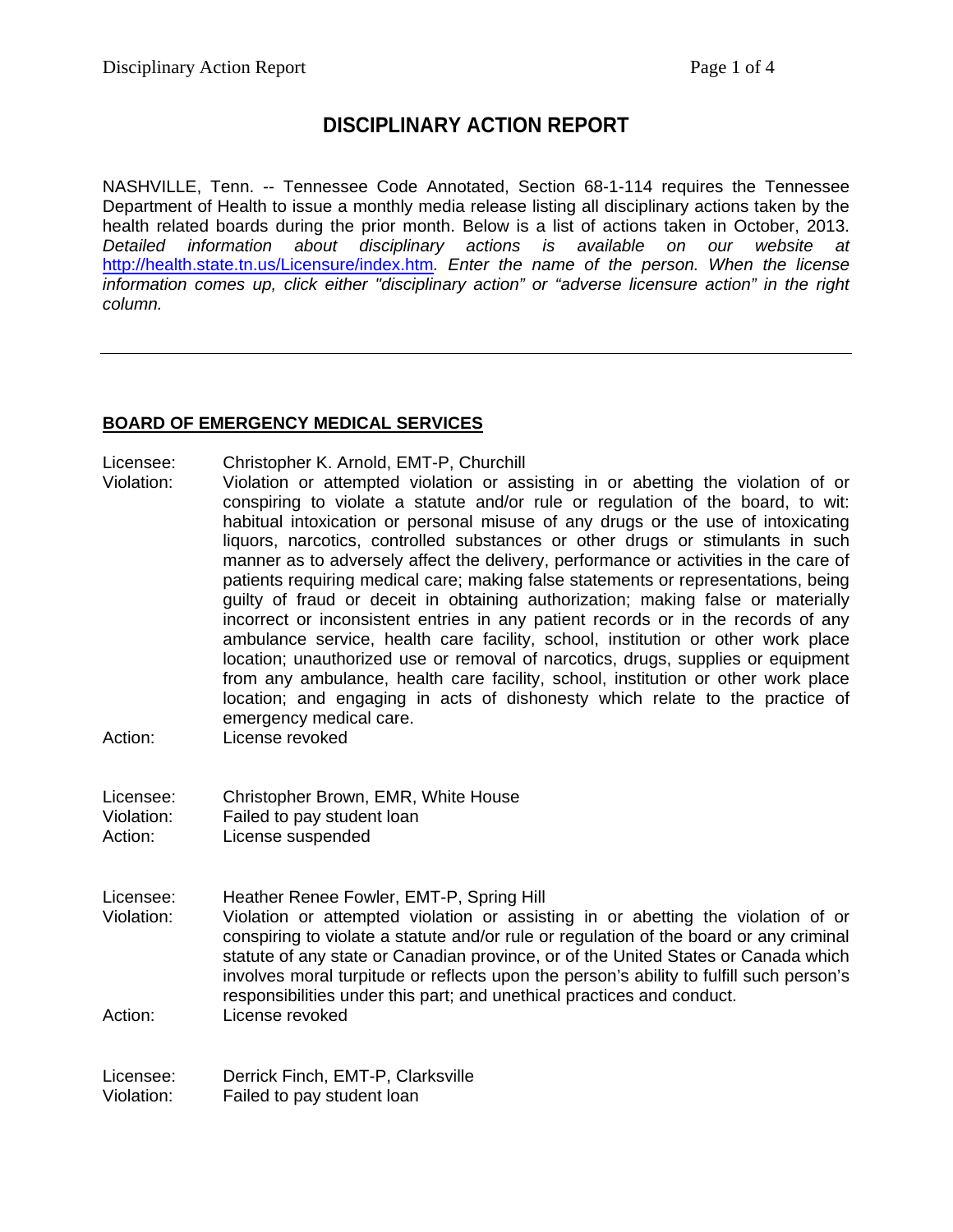# DISCIPLINARY ACTION REPORT

NASHVILLE, Tenn. -- Tennessee Code Annotated, Section 68-1-114 requires the Tennessee Department of Health to issue a monthly media release listing all disciplinary actions taken by the health related boards during the prior month. Below is a list of actions taken in October, 2013. *Detailed information about disciplinary actions is available on our website at* http://health.state.tn.us/Licensure/index.htm*. Enter the name of the person. When the license information comes up, click either "disciplinary action" or "adverse licensure action" in the right column.*

---

## BOARD OF EMERGENCY MEDICAL SERVICES

Licensee: Christopher K. Arnold, EMT-P, Churchill
Violation: Violation or attempted violation or assisting in or abetting the violation of or conspiring to violate a statute and/or rule or regulation of the board, to wit: habitual intoxication or personal misuse of any drugs or the use of intoxicating liquors, narcotics, controlled substances or other drugs or stimulants in such manner as to adversely affect the delivery, performance or activities in the care of patients requiring medical care; making false statements or representations, being guilty of fraud or deceit in obtaining authorization; making false or materially incorrect or inconsistent entries in any patient records or in the records of any ambulance service, health care facility, school, institution or other work place location; unauthorized use or removal of narcotics, drugs, supplies or equipment from any ambulance, health care facility, school, institution or other work place location; and engaging in acts of dishonesty which relate to the practice of emergency medical care.
Action: License revoked

Licensee: Christopher Brown, EMR, White House
Violation: Failed to pay student loan
Action: License suspended

Licensee: Heather Renee Fowler, EMT-P, Spring Hill
Violation: Violation or attempted violation or assisting in or abetting the violation of or conspiring to violate a statute and/or rule or regulation of the board or any criminal statute of any state or Canadian province, or of the United States or Canada which involves moral turpitude or reflects upon the person's ability to fulfill such person's responsibilities under this part; and unethical practices and conduct.
Action: License revoked

Licensee: Derrick Finch, EMT-P, Clarksville
Violation: Failed to pay student loan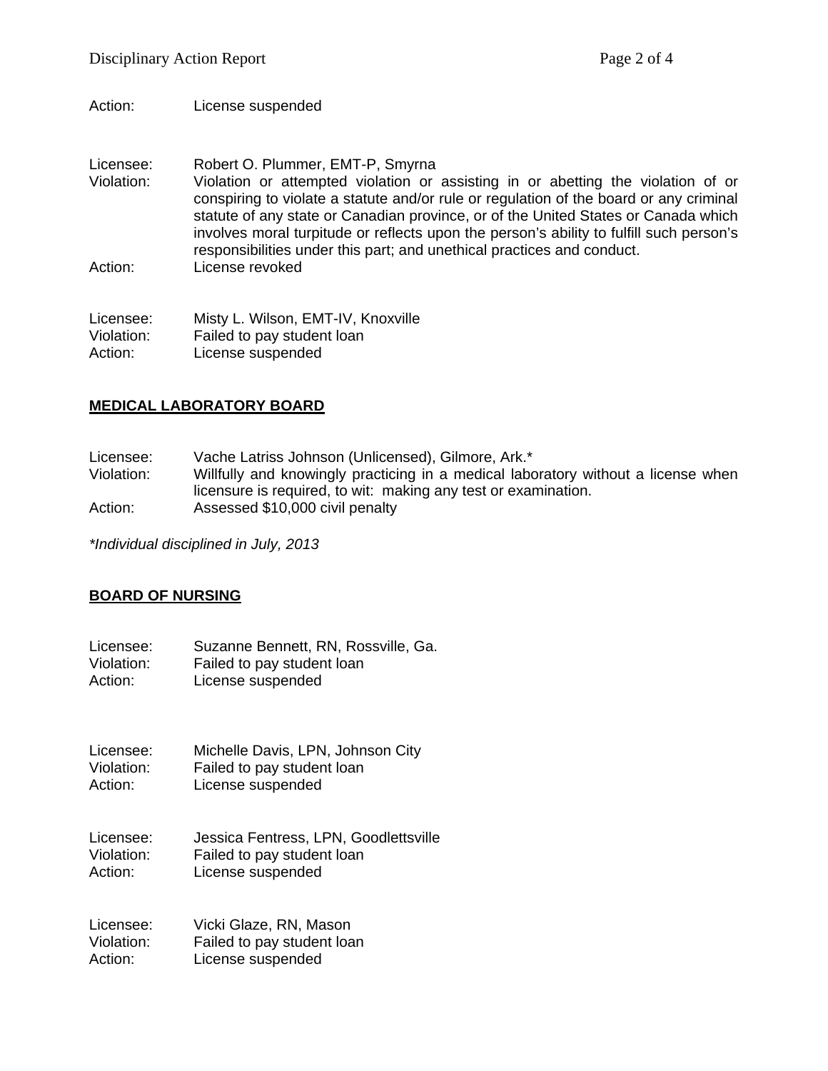Action: License suspended

Licensee: Robert O. Plummer, EMT-P, Smyrna
Violation: Violation or attempted violation or assisting in or abetting the violation of or conspiring to violate a statute and/or rule or regulation of the board or any criminal statute of any state or Canadian province, or of the United States or Canada which involves moral turpitude or reflects upon the person's ability to fulfill such person's responsibilities under this part; and unethical practices and conduct.
Action: License revoked

Licensee: Misty L. Wilson, EMT-IV, Knoxville
Violation: Failed to pay student loan
Action: License suspended

## MEDICAL LABORATORY BOARD

Licensee: Vache Latriss Johnson (Unlicensed), Gilmore, Ark.*
Violation: Willfully and knowingly practicing in a medical laboratory without a license when licensure is required, to wit: making any test or examination.
Action: Assessed $10,000 civil penalty

*\*Individual disciplined in July, 2013*

## BOARD OF NURSING

Licensee: Suzanne Bennett, RN, Rossville, Ga.
Violation: Failed to pay student loan
Action: License suspended

Licensee: Michelle Davis, LPN, Johnson City
Violation: Failed to pay student loan
Action: License suspended

Licensee: Jessica Fentress, LPN, Goodlettsville
Violation: Failed to pay student loan
Action: License suspended

Licensee: Vicki Glaze, RN, Mason
Violation: Failed to pay student loan
Action: License suspended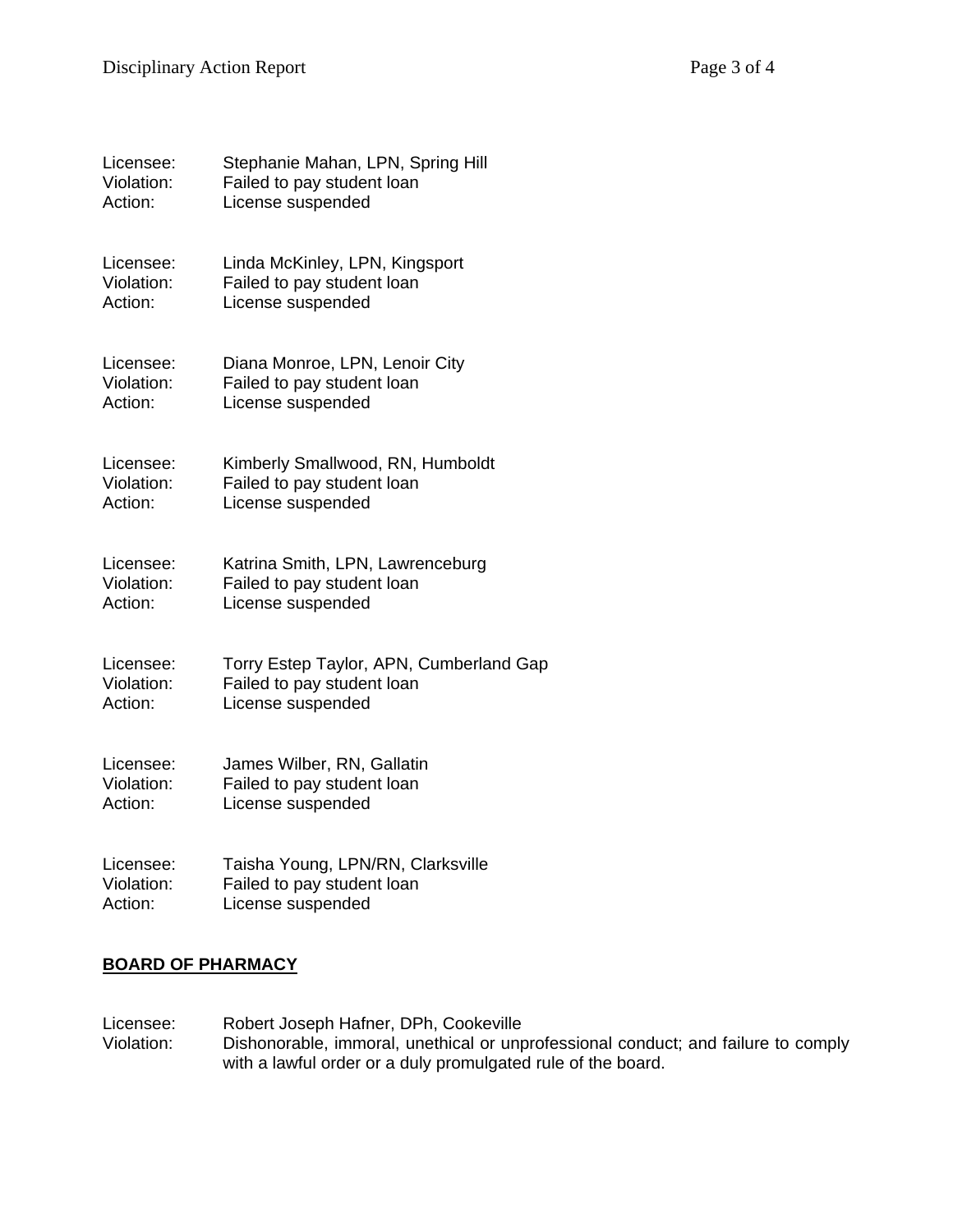Licensee: Stephanie Mahan, LPN, Spring Hill
Violation: Failed to pay student loan
Action: License suspended

Licensee: Linda McKinley, LPN, Kingsport
Violation: Failed to pay student loan
Action: License suspended

Licensee: Diana Monroe, LPN, Lenoir City
Violation: Failed to pay student loan
Action: License suspended

Licensee: Kimberly Smallwood, RN, Humboldt
Violation: Failed to pay student loan
Action: License suspended

Licensee: Katrina Smith, LPN, Lawrenceburg
Violation: Failed to pay student loan
Action: License suspended

Licensee: Torry Estep Taylor, APN, Cumberland Gap
Violation: Failed to pay student loan
Action: License suspended

Licensee: James Wilber, RN, Gallatin
Violation: Failed to pay student loan
Action: License suspended

Licensee: Taisha Young, LPN/RN, Clarksville
Violation: Failed to pay student loan
Action: License suspended

**BOARD OF PHARMACY**

Licensee: Robert Joseph Hafner, DPh, Cookeville
Violation: Dishonorable, immoral, unethical or unprofessional conduct; and failure to comply with a lawful order or a duly promulgated rule of the board.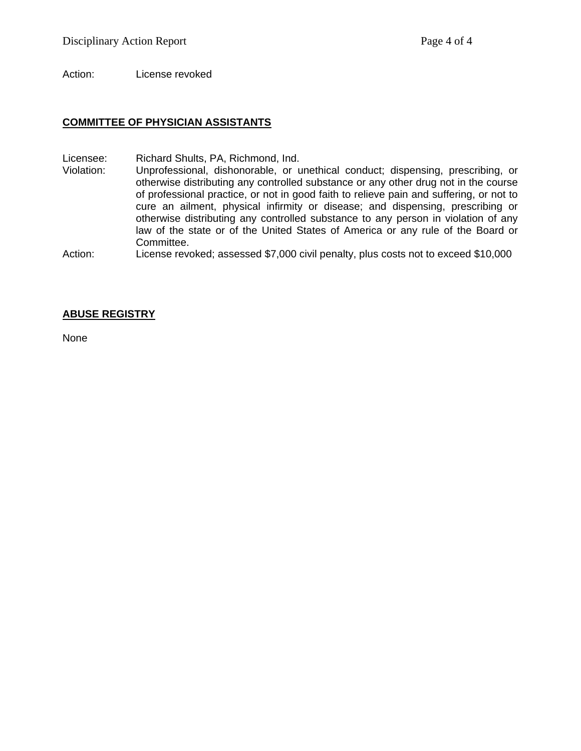Action: License revoked

## COMMITTEE OF PHYSICIAN ASSISTANTS

Licensee: Richard Shults, PA, Richmond, Ind.
Violation: Unprofessional, dishonorable, or unethical conduct; dispensing, prescribing, or otherwise distributing any controlled substance or any other drug not in the course of professional practice, or not in good faith to relieve pain and suffering, or not to cure an ailment, physical infirmity or disease; and dispensing, prescribing or otherwise distributing any controlled substance to any person in violation of any law of the state or of the United States of America or any rule of the Board or Committee.
Action: License revoked; assessed $7,000 civil penalty, plus costs not to exceed $10,000

## ABUSE REGISTRY

None